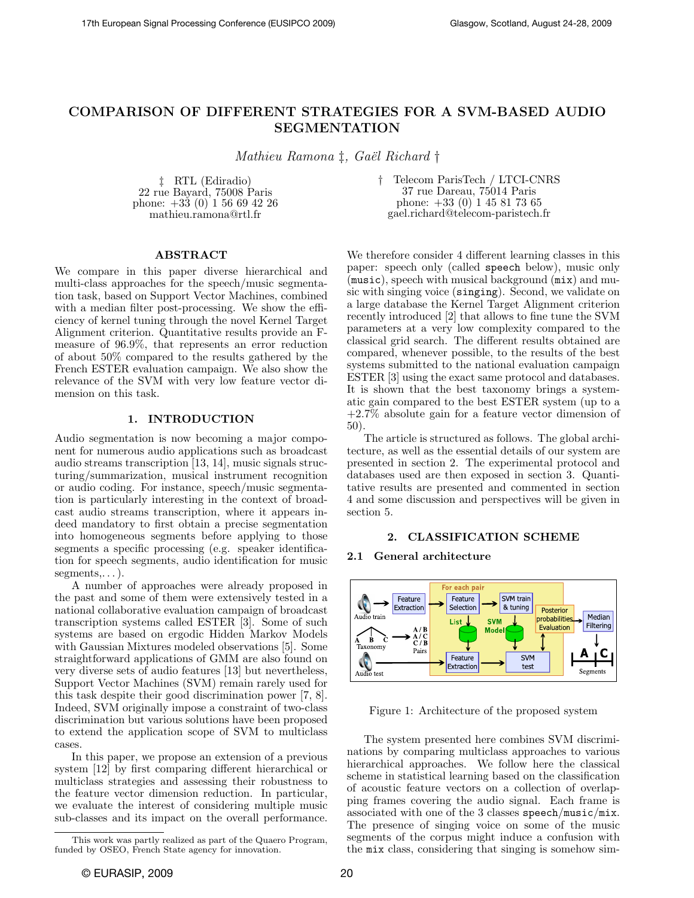# COMPARISON OF DIFFERENT STRATEGIES FOR A SVM-BASED AUDIO SEGMENTATION

*Mathieu Ramona ‡, Gaël Richard †*

‡ RTL (Ediradio)
22 rue Bayard, 75008 Paris
phone: +33 (0) 1 56 69 42 26
mathieu.ramona@rtl.fr

† Telecom ParisTech / LTCI-CNRS
37 rue Dareau, 75014 Paris
phone: +33 (0) 1 45 81 73 65
gael.richard@telecom-paristech.fr

## ABSTRACT

We compare in this paper diverse hierarchical and multi-class approaches for the speech/music segmentation task, based on Support Vector Machines, combined with a median filter post-processing. We show the efficiency of kernel tuning through the novel Kernel Target Alignment criterion. Quantitative results provide an F-measure of 96.9%, that represents an error reduction of about 50% compared to the results gathered by the French ESTER evaluation campaign. We also show the relevance of the SVM with very low feature vector dimension on this task.

## 1. INTRODUCTION

Audio segmentation is now becoming a major component for numerous audio applications such as broadcast audio streams transcription [13, 14], music signals structuring/summarization, musical instrument recognition or audio coding. For instance, speech/music segmentation is particularly interesting in the context of broadcast audio streams transcription, where it appears indeed mandatory to first obtain a precise segmentation into homogeneous segments before applying to those segments a specific processing (e.g. speaker identification for speech segments, audio identification for music segments,...).

A number of approaches were already proposed in the past and some of them were extensively tested in a national collaborative evaluation campaign of broadcast transcription systems called ESTER [3]. Some of such systems are based on ergodic Hidden Markov Models with Gaussian Mixtures modeled observations [5]. Some straightforward applications of GMM are also found on very diverse sets of audio features [13] but nevertheless, Support Vector Machines (SVM) remain rarely used for this task despite their good discrimination power [7, 8]. Indeed, SVM originally impose a constraint of two-class discrimination but various solutions have been proposed to extend the application scope of SVM to multiclass cases.

In this paper, we propose an extension of a previous system [12] by first comparing different hierarchical or multiclass strategies and assessing their robustness to the feature vector dimension reduction. In particular, we evaluate the interest of considering multiple music sub-classes and its impact on the overall performance. We therefore consider 4 different learning classes in this paper: speech only (called `speech` below), music only (`music`), speech with musical background (`mix`) and music with singing voice (`singing`). Second, we validate on a large database the Kernel Target Alignment criterion recently introduced [2] that allows to fine tune the SVM parameters at a very low complexity compared to the classical grid search. The different results obtained are compared, whenever possible, to the results of the best systems submitted to the national evaluation campaign ESTER [3] using the exact same protocol and databases. It is shown that the best taxonomy brings a systematic gain compared to the best ESTER system (up to a +2.7% absolute gain for a feature vector dimension of 50).

The article is structured as follows. The global architecture, as well as the essential details of our system are presented in section 2. The experimental protocol and databases used are then exposed in section 3. Quantitative results are presented and commented in section 4 and some discussion and perspectives will be given in section 5.

## 2. CLASSIFICATION SCHEME

### 2.1 General architecture

Figure 1: Architecture of the proposed system

The system presented here combines SVM discriminations by comparing multiclass approaches to various hierarchical approaches. We follow here the classical scheme in statistical learning based on the classification of acoustic feature vectors on a collection of overlapping frames covering the audio signal. Each frame is associated with one of the 3 classes `speech`/`music`/`mix`. The presence of singing voice on some of the music segments of the corpus might induce a confusion with the `mix` class, considering that singing is somehow sim-

This work was partly realized as part of the Quaero Program, funded by OSEO, French State agency for innovation.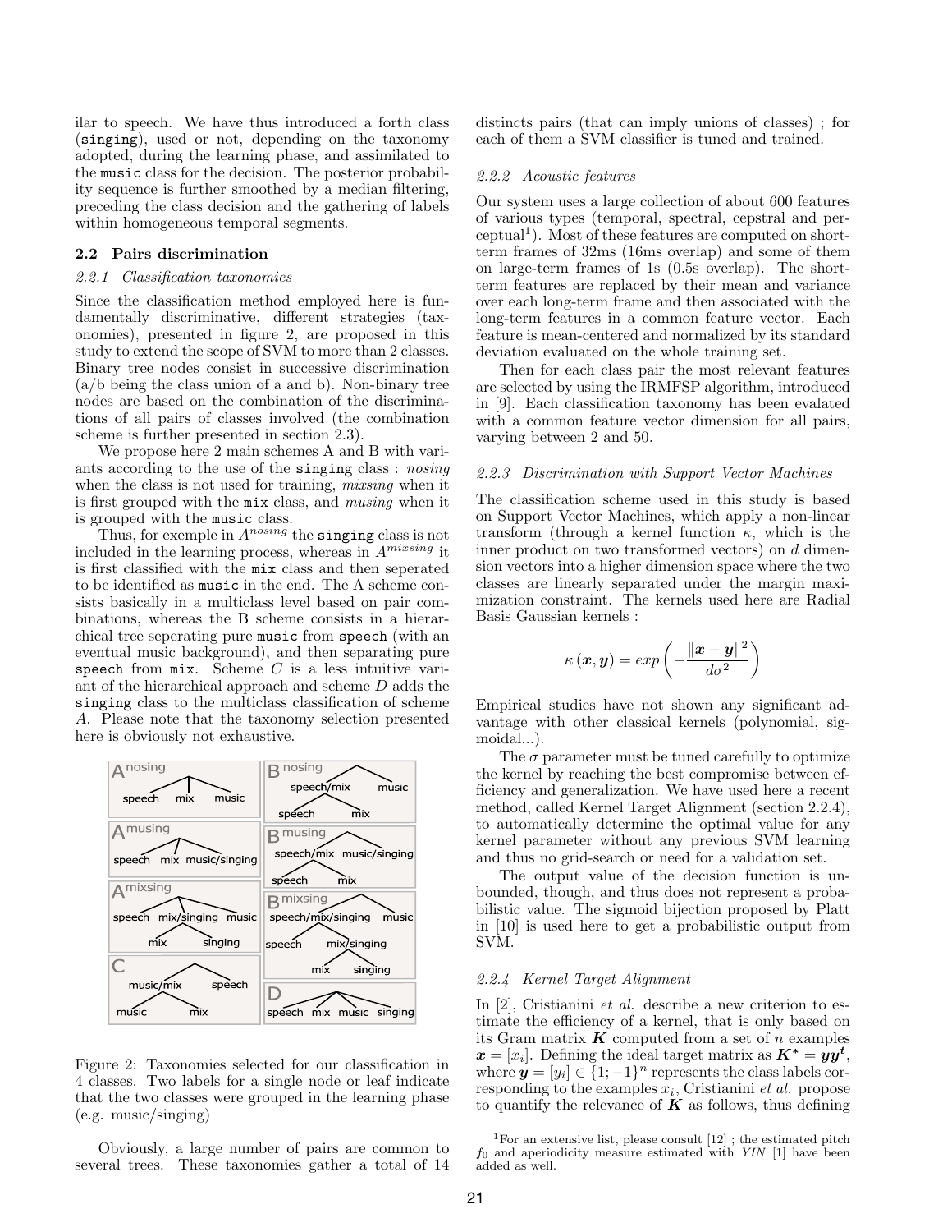ilar to speech. We have thus introduced a forth class (`singing`), used or not, depending on the taxonomy adopted, during the learning phase, and assimilated to the `music` class for the decision. The posterior probability sequence is further smoothed by a median filtering, preceding the class decision and the gathering of labels within homogeneous temporal segments.

## 2.2 Pairs discrimination

### 2.2.1 Classification taxonomies

Since the classification method employed here is fundamentally discriminative, different strategies (taxonomies), presented in figure 2, are proposed in this study to extend the scope of SVM to more than 2 classes. Binary tree nodes consist in successive discrimination (a/b being the class union of a and b). Non-binary tree nodes are based on the combination of the discriminations of all pairs of classes involved (the combination scheme is further presented in section 2.3).

We propose here 2 main schemes A and B with variants according to the use of the `singing` class : *nosing* when the class is not used for training, *mixsing* when it is first grouped with the `mix` class, and *musing* when it is grouped with the `music` class.

Thus, for exemple in $A^{nosing}$ the `singing` class is not included in the learning process, whereas in $A^{mixsing}$ it is first classified with the `mix` class and then seperated to be identified as `music` in the end. The A scheme consists basically in a multiclass level based on pair combinations, whereas the B scheme consists in a hierarchical tree seperating pure `music` from `speech` (with an eventual music background), and then separating pure `speech` from `mix`. Scheme $C$ is a less intuitive variant of the hierarchical approach and scheme $D$ adds the `singing` class to the multiclass classification of scheme $A$. Please note that the taxonomy selection presented here is obviously not exhaustive.

Figure 2: Taxonomies selected for our classification in 4 classes. Two labels for a single node or leaf indicate that the two classes were grouped in the learning phase (e.g. music/singing)

Obviously, a large number of pairs are common to several trees. These taxonomies gather a total of 14 distincts pairs (that can imply unions of classes) ; for each of them a SVM classifier is tuned and trained.

### 2.2.2 Acoustic features

Our system uses a large collection of about 600 features of various types (temporal, spectral, cepstral and perceptual[1]). Most of these features are computed on short-term frames of 32ms (16ms overlap) and some of them on large-term frames of 1s (0.5s overlap). The short-term features are replaced by their mean and variance over each long-term frame and then associated with the long-term features in a common feature vector. Each feature is mean-centered and normalized by its standard deviation evaluated on the whole training set.

Then for each class pair the most relevant features are selected by using the IRMFSP algorithm, introduced in [9]. Each classification taxonomy has been evalated with a common feature vector dimension for all pairs, varying between 2 and 50.

### 2.2.3 Discrimination with Support Vector Machines

The classification scheme used in this study is based on Support Vector Machines, which apply a non-linear transform (through a kernel function $\kappa$, which is the inner product on two transformed vectors) on $d$ dimension vectors into a higher dimension space where the two classes are linearly separated under the margin maximization constraint. The kernels used here are Radial Basis Gaussian kernels :

$$\kappa(\boldsymbol{x}, \boldsymbol{y}) = exp\left(-\frac{\|\boldsymbol{x}-\boldsymbol{y}\|^2}{d\sigma^2}\right)$$

Empirical studies have not shown any significant advantage with other classical kernels (polynomial, sigmoidal...).

The $\sigma$ parameter must be tuned carefully to optimize the kernel by reaching the best compromise between efficiency and generalization. We have used here a recent method, called Kernel Target Alignment (section 2.2.4), to automatically determine the optimal value for any kernel parameter without any previous SVM learning and thus no grid-search or need for a validation set.

The output value of the decision function is unbounded, though, and thus does not represent a probabilistic value. The sigmoid bijection proposed by Platt in [10] is used here to get a probabilistic output from SVM.

### 2.2.4 Kernel Target Alignment

In [2], Cristianini *et al.* describe a new criterion to estimate the efficiency of a kernel, that is only based on its Gram matrix $\boldsymbol{K}$ computed from a set of $n$ examples $\boldsymbol{x} = [x_i]$. Defining the ideal target matrix as $\boldsymbol{K}^* = \boldsymbol{y}\boldsymbol{y}^t$, where $\boldsymbol{y} = [y_i] \in \{1; -1\}^n$ represents the class labels corresponding to the examples $x_i$, Cristianini *et al.* propose to quantify the relevance of $\boldsymbol{K}$ as follows, thus defining

[1] For an extensive list, please consult [12] ; the estimated pitch $f_0$ and aperiodicity measure estimated with *YIN* [1] have been added as well.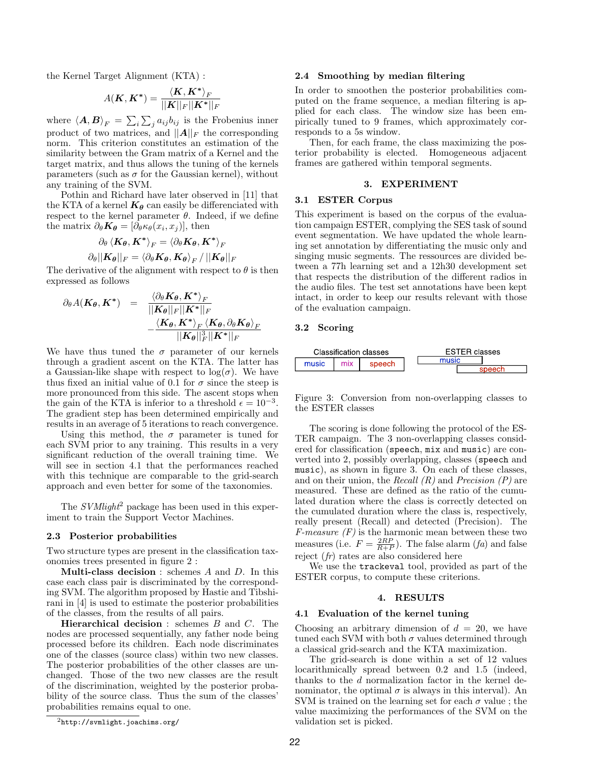the Kernel Target Alignment (KTA) :

$$A(\boldsymbol{K}, \boldsymbol{K}^*) = \frac{\langle \boldsymbol{K}, \boldsymbol{K}^* \rangle_F}{||\boldsymbol{K}||_F ||\boldsymbol{K}^*||_F}$$

where $\langle \boldsymbol{A}, \boldsymbol{B} \rangle_F = \sum_i \sum_j a_{ij} b_{ij}$ is the Frobenius inner product of two matrices, and $||\boldsymbol{A}||_F$ the corresponding norm. This criterion constitutes an estimation of the similarity between the Gram matrix of a Kernel and the target matrix, and thus allows the tuning of the kernels parameters (such as $\sigma$ for the Gaussian kernel), without any training of the SVM.

Pothin and Richard have later observed in [11] that the KTA of a kernel $\boldsymbol{K_\theta}$ can easily be differenciated with respect to the kernel parameter $\theta$. Indeed, if we define the matrix $\partial_\theta \boldsymbol{K_\theta} = [\partial_\theta \kappa_\theta(x_i, x_j)]$, then

$$\partial_\theta \langle \boldsymbol{K_\theta}, \boldsymbol{K}^* \rangle_F = \langle \partial_\theta \boldsymbol{K_\theta}, \boldsymbol{K}^* \rangle_F$$

$$\partial_\theta ||\boldsymbol{K_\theta}||_F = \langle \partial_\theta \boldsymbol{K_\theta}, \boldsymbol{K_\theta} \rangle_F \,/\, ||\boldsymbol{K_\theta}||_F$$

The derivative of the alignment with respect to $\theta$ is then expressed as follows

$$\partial_\theta A(\boldsymbol{K_\theta}, \boldsymbol{K}^*) = \frac{\langle \partial_\theta \boldsymbol{K_\theta}, \boldsymbol{K}^* \rangle_F}{||\boldsymbol{K_\theta}||_F ||\boldsymbol{K}^*||_F} - \frac{\langle \boldsymbol{K_\theta}, \boldsymbol{K}^* \rangle_F \langle \boldsymbol{K_\theta}, \partial_\theta \boldsymbol{K_\theta} \rangle_F}{||\boldsymbol{K_\theta}||_F^3 ||\boldsymbol{K}^*||_F}$$

We have thus tuned the $\sigma$ parameter of our kernels through a gradient ascent on the KTA. The latter has a Gaussian-like shape with respect to $\log(\sigma)$. We have thus fixed an initial value of 0.1 for $\sigma$ since the steep is more pronounced from this side. The ascent stops when the gain of the KTA is inferior to a threshold $\epsilon = 10^{-3}$. The gradient step has been determined empirically and results in an average of 5 iterations to reach convergence.

Using this method, the $\sigma$ parameter is tuned for each SVM prior to any training. This results in a very significant reduction of the overall training time. We will see in section 4.1 that the performances reached with this technique are comparable to the grid-search approach and even better for some of the taxonomies.

The *SVMlight*[2] package has been used in this experiment to train the Support Vector Machines.

### 2.3 Posterior probabilities

Two structure types are present in the classification taxonomies trees presented in figure 2 :

**Multi-class decision** : schemes $A$ and $D$. In this case each class pair is discriminated by the corresponding SVM. The algorithm proposed by Hastie and Tibshirani in [4] is used to estimate the posterior probabilities of the classes, from the results of all pairs.

**Hierarchical decision** : schemes $B$ and $C$. The nodes are processed sequentially, any father node being processed before its children. Each node discriminates one of the classes (source class) within two new classes. The posterior probabilities of the other classes are unchanged. Those of the two new classes are the result of the discrimination, weighted by the posterior probability of the source class. Thus the sum of the classes' probabilities remains equal to one.

[2] `http://svmlight.joachims.org/`

### 2.4 Smoothing by median filtering

In order to smoothen the posterior probabilities computed on the frame sequence, a median filtering is applied for each class. The window size has been empirically tuned to 9 frames, which approximately corresponds to a 5s window.

Then, for each frame, the class maximizing the posterior probability is elected. Homogeneous adjacent frames are gathered within temporal segments.

## 3. EXPERIMENT

### 3.1 ESTER Corpus

This experiment is based on the corpus of the evaluation campaign ESTER, complying the SES task of sound event segmentation. We have updated the whole learning set annotation by differentiating the music only and singing music segments. The ressources are divided between a 77h learning set and a 12h30 development set that respects the distribution of the different radios in the audio files. The test set annotations have been kept intact, in order to keep our results relevant with those of the evaluation campaign.

### 3.2 Scoring

| Classification classes | | |
|---|---|---|
| music | mix | speech |

| ESTER classes |
|---|
| music |
| speech |

Figure 3: Conversion from non-overlapping classes to the ESTER classes

The scoring is done following the protocol of the ESTER campaign. The 3 non-overlapping classes considered for classification (`speech`, `mix` and `music`) are converted into 2, possibly overlapping, classes (`speech` and `music`), as shown in figure 3. On each of these classes, and on their union, the *Recall (R)* and *Precision (P)* are measured. These are defined as the ratio of the cumulated duration where the class is correctly detected on the cumulated duration where the class is, respectively, really present (Recall) and detected (Precision). The *F-measure (F)* is the harmonic mean between these two measures (i.e. $F = \frac{2RP}{R+P}$). The false alarm (*fa*) and false reject (*fr*) rates are also considered here

We use the `trackeval` tool, provided as part of the ESTER corpus, to compute these criterions.

## 4. RESULTS

### 4.1 Evaluation of the kernel tuning

Choosing an arbitrary dimension of $d = 20$, we have tuned each SVM with both $\sigma$ values determined through a classical grid-search and the KTA maximization.

The grid-search is done within a set of 12 values locarithmically spread between 0.2 and 1.5 (indeed, thanks to the $d$ normalization factor in the kernel denominator, the optimal $\sigma$ is always in this interval). An SVM is trained on the learning set for each $\sigma$ value ; the value maximizing the performances of the SVM on the validation set is picked.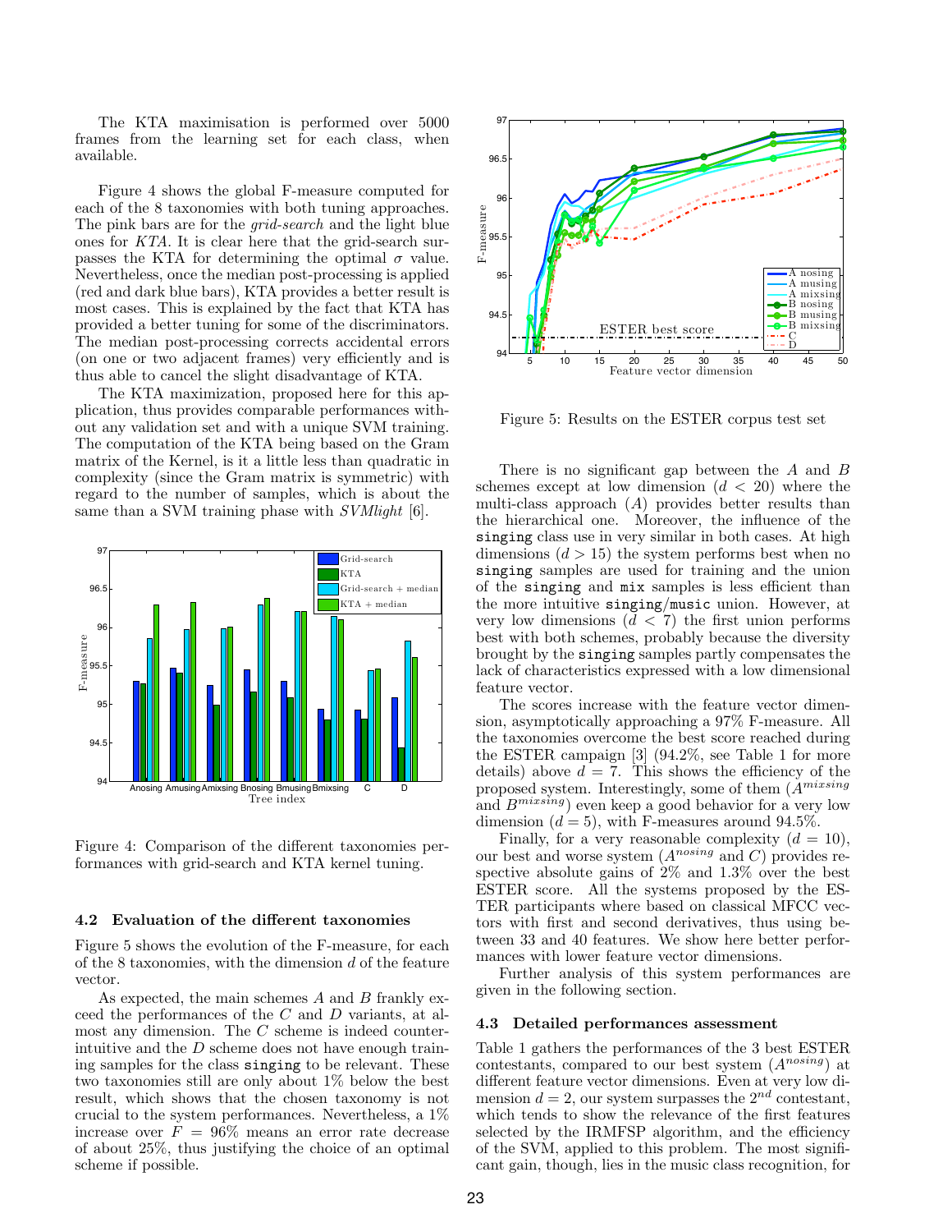The KTA maximisation is performed over 5000 frames from the learning set for each class, when available.

Figure 4 shows the global F-measure computed for each of the 8 taxonomies with both tuning approaches. The pink bars are for the *grid-search* and the light blue ones for *KTA*. It is clear here that the grid-search surpasses the KTA for determining the optimal $\sigma$ value. Nevertheless, once the median post-processing is applied (red and dark blue bars), KTA provides a better result is most cases. This is explained by the fact that KTA has provided a better tuning for some of the discriminators. The median post-processing corrects accidental errors (on one or two adjacent frames) very efficiently and is thus able to cancel the slight disadvantage of KTA.

The KTA maximization, proposed here for this application, thus provides comparable performances without any validation set and with a unique SVM training. The computation of the KTA being based on the Gram matrix of the Kernel, is it a little less than quadratic in complexity (since the Gram matrix is symmetric) with regard to the number of samples, which is about the same than a SVM training phase with *SVMlight* [6].

Figure 4: Comparison of the different taxonomies performances with grid-search and KTA kernel tuning.

### 4.2 Evaluation of the different taxonomies

Figure 5 shows the evolution of the F-measure, for each of the 8 taxonomies, with the dimension $d$ of the feature vector.

As expected, the main schemes $A$ and $B$ frankly exceed the performances of the $C$ and $D$ variants, at almost any dimension. The $C$ scheme is indeed counterintuitive and the $D$ scheme does not have enough training samples for the class `singing` to be relevant. These two taxonomies still are only about 1% below the best result, which shows that the chosen taxonomy is not crucial to the system performances. Nevertheless, a 1% increase over $F = 96\%$ means an error rate decrease of about 25%, thus justifying the choice of an optimal scheme if possible.

Figure 5: Results on the ESTER corpus test set

There is no significant gap between the $A$ and $B$ schemes except at low dimension ($d < 20$) where the multi-class approach ($A$) provides better results than the hierarchical one. Moreover, the influence of the `singing` class use in very similar in both cases. At high dimensions ($d > 15$) the system performs best when no `singing` samples are used for training and the union of the `singing` and `mix` samples is less efficient than the more intuitive `singing`/`music` union. However, at very low dimensions ($d < 7$) the first union performs best with both schemes, probably because the diversity brought by the `singing` samples partly compensates the lack of characteristics expressed with a low dimensional feature vector.

The scores increase with the feature vector dimension, asymptotically approaching a 97% F-measure. All the taxonomies overcome the best score reached during the ESTER campaign [3] (94.2%, see Table 1 for more details) above $d = 7$. This shows the efficiency of the proposed system. Interestingly, some of them ($A^{mixsing}$ and $B^{mixsing}$) even keep a good behavior for a very low dimension ($d = 5$), with F-measures around 94.5%.

Finally, for a very reasonable complexity ($d = 10$), our best and worse system ($A^{nosing}$ and $C$) provides respective absolute gains of 2% and 1.3% over the best ESTER score. All the systems proposed by the ESTER participants where based on classical MFCC vectors with first and second derivatives, thus using between 33 and 40 features. We show here better performances with lower feature vector dimensions.

Further analysis of this system performances are given in the following section.

### 4.3 Detailed performances assessment

Table 1 gathers the performances of the 3 best ESTER contestants, compared to our best system ($A^{nosing}$) at different feature vector dimensions. Even at very low dimension $d = 2$, our system surpasses the $2^{nd}$ contestant, which tends to show the relevance of the first features selected by the IRMFSP algorithm, and the efficiency of the SVM, applied to this problem. The most significant gain, though, lies in the music class recognition, for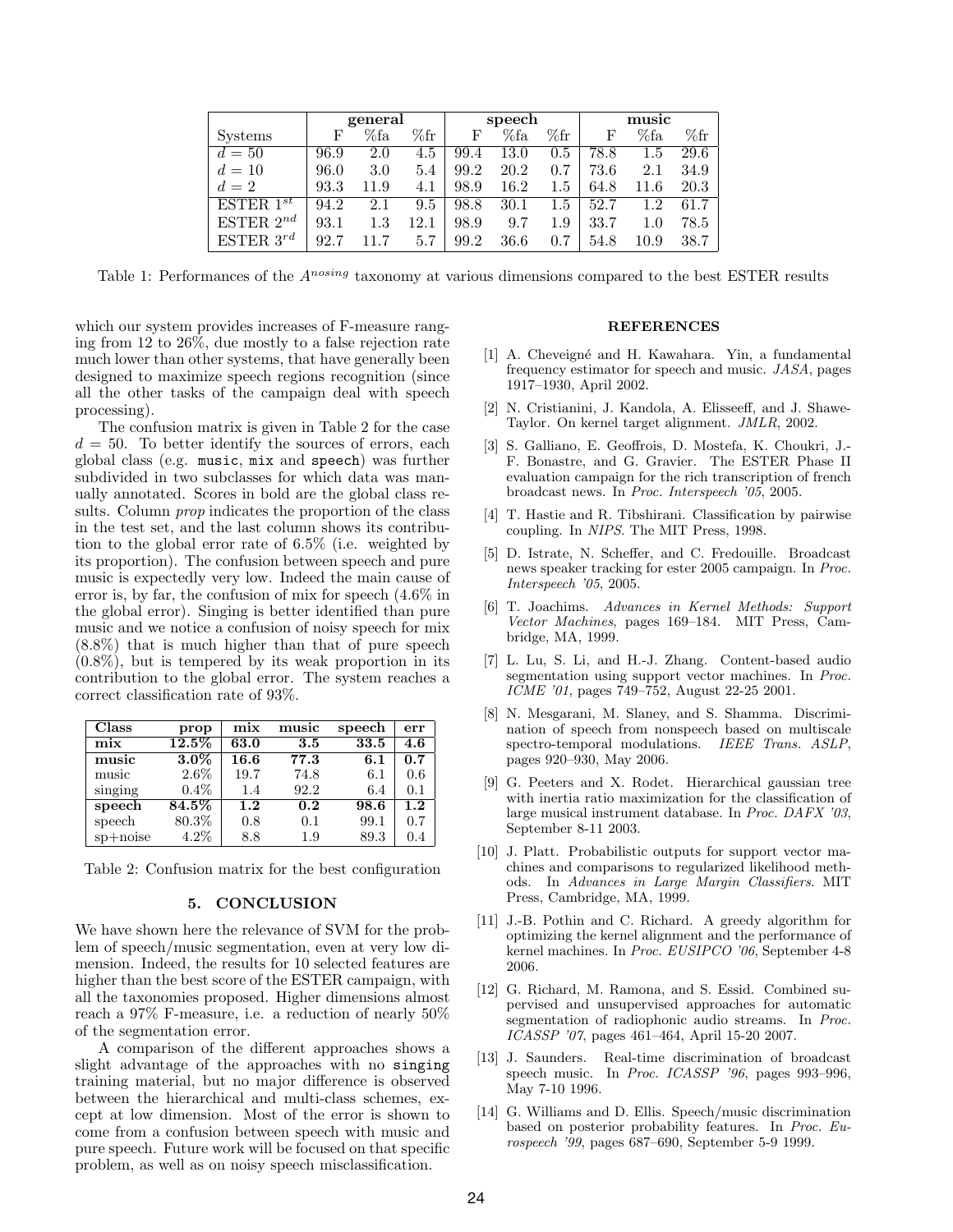| | general | | | speech | | | music | | |
|---|---|---|---|---|---|---|---|---|---|
| Systems | F | %fa | %fr | F | %fa | %fr | F | %fa | %fr |
| $d = 50$ | 96.9 | 2.0 | 4.5 | 99.4 | 13.0 | 0.5 | 78.8 | 1.5 | 29.6 |
| $d = 10$ | 96.0 | 3.0 | 5.4 | 99.2 | 20.2 | 0.7 | 73.6 | 2.1 | 34.9 |
| $d = 2$ | 93.3 | 11.9 | 4.1 | 98.9 | 16.2 | 1.5 | 64.8 | 11.6 | 20.3 |
| ESTER $1^{st}$ | 94.2 | 2.1 | 9.5 | 98.8 | 30.1 | 1.5 | 52.7 | 1.2 | 61.7 |
| ESTER $2^{nd}$ | 93.1 | 1.3 | 12.1 | 98.9 | 9.7 | 1.9 | 33.7 | 1.0 | 78.5 |
| ESTER $3^{rd}$ | 92.7 | 11.7 | 5.7 | 99.2 | 36.6 | 0.7 | 54.8 | 10.9 | 38.7 |

Table 1: Performances of the $A^{nosing}$ taxonomy at various dimensions compared to the best ESTER results

which our system provides increases of F-measure ranging from 12 to 26%, due mostly to a false rejection rate much lower than other systems, that have generally been designed to maximize speech regions recognition (since all the other tasks of the campaign deal with speech processing).

The confusion matrix is given in Table 2 for the case $d = 50$. To better identify the sources of errors, each global class (e.g. `music`, `mix` and `speech`) was further subdivided in two subclasses for which data was manually annotated. Scores in bold are the global class results. Column *prop* indicates the proportion of the class in the test set, and the last column shows its contribution to the global error rate of 6.5% (i.e. weighted by its proportion). The confusion between speech and pure music is expectedly very low. Indeed the main cause of error is, by far, the confusion of mix for speech (4.6% in the global error). Singing is better identified than pure music and we notice a confusion of noisy speech for mix (8.8%) that is much higher than that of pure speech (0.8%), but is tempered by its weak proportion in its contribution to the global error. The system reaches a correct classification rate of 93%.

| Class | prop | mix | music | speech | err |
|---|---|---|---|---|---|
| **mix** | **12.5%** | **63.0** | **3.5** | **33.5** | **4.6** |
| **music** | **3.0%** | **16.6** | **77.3** | **6.1** | **0.7** |
| music | 2.6% | 19.7 | 74.8 | 6.1 | 0.6 |
| singing | 0.4% | 1.4 | 92.2 | 6.4 | 0.1 |
| **speech** | **84.5%** | **1.2** | **0.2** | **98.6** | **1.2** |
| speech | 80.3% | 0.8 | 0.1 | 99.1 | 0.7 |
| sp+noise | 4.2% | 8.8 | 1.9 | 89.3 | 0.4 |

Table 2: Confusion matrix for the best configuration

## 5. CONCLUSION

We have shown here the relevance of SVM for the problem of speech/music segmentation, even at very low dimension. Indeed, the results for 10 selected features are higher than the best score of the ESTER campaign, with all the taxonomies proposed. Higher dimensions almost reach a 97% F-measure, i.e. a reduction of nearly 50% of the segmentation error.

A comparison of the different approaches shows a slight advantage of the approaches with no `singing` training material, but no major difference is observed between the hierarchical and multi-class schemes, except at low dimension. Most of the error is shown to come from a confusion between speech with music and pure speech. Future work will be focused on that specific problem, as well as on noisy speech misclassification.

## REFERENCES

[1] A. Cheveigné and H. Kawahara. Yin, a fundamental frequency estimator for speech and music. *JASA*, pages 1917–1930, April 2002.

[2] N. Cristianini, J. Kandola, A. Elisseeff, and J. Shawe-Taylor. On kernel target alignment. *JMLR*, 2002.

[3] S. Galliano, E. Geoffrois, D. Mostefa, K. Choukri, J.-F. Bonastre, and G. Gravier. The ESTER Phase II evaluation campaign for the rich transcription of french broadcast news. In *Proc. Interspeech '05*, 2005.

[4] T. Hastie and R. Tibshirani. Classification by pairwise coupling. In *NIPS*. The MIT Press, 1998.

[5] D. Istrate, N. Scheffer, and C. Fredouille. Broadcast news speaker tracking for ester 2005 campaign. In *Proc. Interspeech '05*, 2005.

[6] T. Joachims. *Advances in Kernel Methods: Support Vector Machines*, pages 169–184. MIT Press, Cambridge, MA, 1999.

[7] L. Lu, S. Li, and H.-J. Zhang. Content-based audio segmentation using support vector machines. In *Proc. ICME '01*, pages 749–752, August 22-25 2001.

[8] N. Mesgarani, M. Slaney, and S. Shamma. Discrimination of speech from nonspeech based on multiscale spectro-temporal modulations. *IEEE Trans. ASLP*, pages 920–930, May 2006.

[9] G. Peeters and X. Rodet. Hierarchical gaussian tree with inertia ratio maximization for the classification of large musical instrument database. In *Proc. DAFX '03*, September 8-11 2003.

[10] J. Platt. Probabilistic outputs for support vector machines and comparisons to regularized likelihood methods. In *Advances in Large Margin Classifiers*. MIT Press, Cambridge, MA, 1999.

[11] J.-B. Pothin and C. Richard. A greedy algorithm for optimizing the kernel alignment and the performance of kernel machines. In *Proc. EUSIPCO '06*, September 4-8 2006.

[12] G. Richard, M. Ramona, and S. Essid. Combined supervised and unsupervised approaches for automatic segmentation of radiophonic audio streams. In *Proc. ICASSP '07*, pages 461–464, April 15-20 2007.

[13] J. Saunders. Real-time discrimination of broadcast speech music. In *Proc. ICASSP '96*, pages 993–996, May 7-10 1996.

[14] G. Williams and D. Ellis. Speech/music discrimination based on posterior probability features. In *Proc. Eurospeech '99*, pages 687–690, September 5-9 1999.